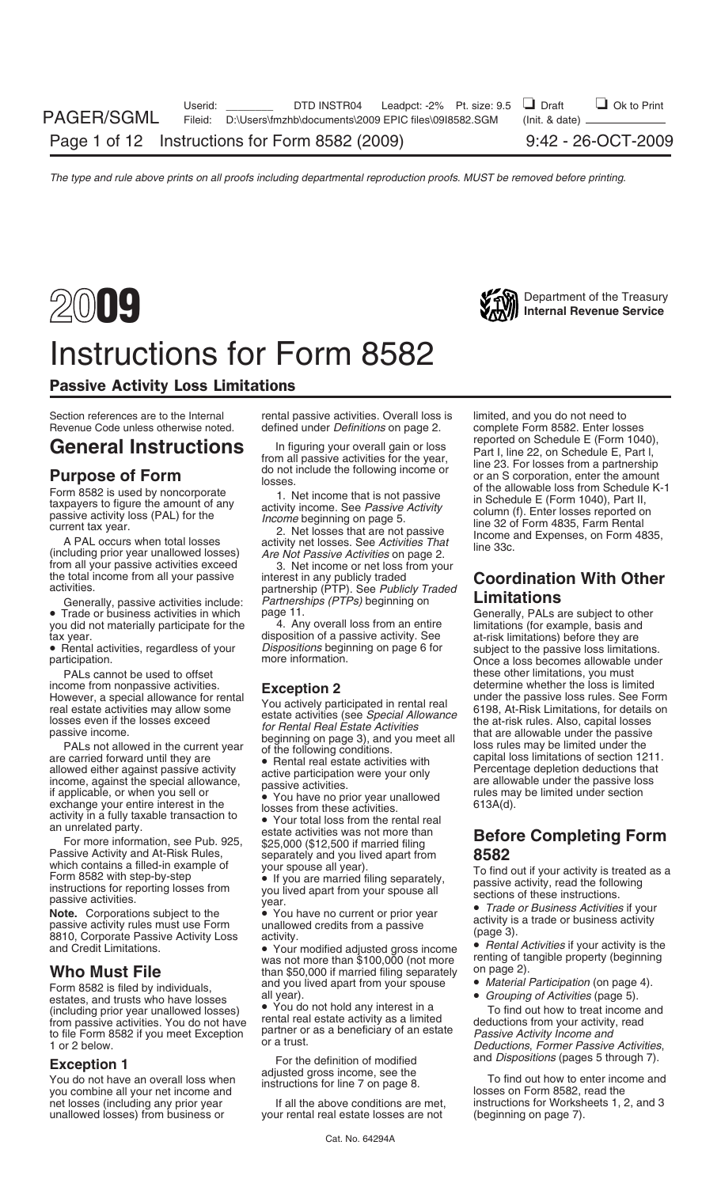# 2009 Instructions for Form 8582

Department of the Treasury
Internal Revenue Service

## Passive Activity Loss Limitations

Section references are to the Internal Revenue Code unless otherwise noted.

# General Instructions

## Purpose of Form

Form 8582 is used by noncorporate taxpayers to figure the amount of any passive activity loss (PAL) for the current tax year.

A PAL occurs when total losses (including prior year unallowed losses) from all your passive activities exceed the total income from all your passive activities.

Generally, passive activities include:

- Trade or business activities in which you did not materially participate for the tax year.
- Rental activities, regardless of your participation.

PALs cannot be used to offset income from nonpassive activities. However, a special allowance for rental real estate activities may allow some losses even if the losses exceed passive income.

PALs not allowed in the current year are carried forward until they are allowed either against passive activity income, against the special allowance, if applicable, or when you sell or exchange your entire interest in the activity in a fully taxable transaction to an unrelated party.

For more information, see Pub. 925, Passive Activity and At-Risk Rules, which contains a filled-in example of Form 8582 with step-by-step instructions for reporting losses from passive activities.

**Note.** Corporations subject to the passive activity rules must use Form 8810, Corporate Passive Activity Loss and Credit Limitations.

## Who Must File

Form 8582 is filed by individuals, estates, and trusts who have losses (including prior year unallowed losses) from passive activities. You do not have to file Form 8582 if you meet Exception 1 or 2 below.

### Exception 1

You do not have an overall loss when you combine all your net income and net losses (including any prior year unallowed losses) from business or rental passive activities. Overall loss is defined under *Definitions* on page 2.

In figuring your overall gain or loss from all passive activities for the year, do not include the following income or losses.

1. Net income that is not passive activity income. See *Passive Activity Income* beginning on page 5.
2. Net losses that are not passive activity net losses. See *Activities That Are Not Passive Activities* on page 2.
3. Net income or net loss from your interest in any publicly traded partnership (PTP). See *Publicly Traded Partnerships (PTPs)* beginning on page 11.
4. Any overall loss from an entire disposition of a passive activity. See *Dispositions* beginning on page 6 for more information.

### Exception 2

You actively participated in rental real estate activities (see *Special Allowance for Rental Real Estate Activities* beginning on page 3), and you meet all of the following conditions.

- Rental real estate activities with active participation were your only passive activities.
- You have no prior year unallowed losses from these activities.
- Your total loss from the rental real estate activities was not more than $25,000 ($12,500 if married filing separately and you lived apart from your spouse all year).
- If you are married filing separately, you lived apart from your spouse all year.
- You have no current or prior year unallowed credits from a passive activity.
- Your modified adjusted gross income was not more than $100,000 (not more than $50,000 if married filing separately and you lived apart from your spouse all year).
- You do not hold any interest in a rental real estate activity as a limited partner or as a beneficiary of an estate or a trust.

For the definition of modified adjusted gross income, see the instructions for line 7 on page 8.

If all the above conditions are met, your rental real estate losses are not limited, and you do not need to complete Form 8582. Enter losses reported on Schedule E (Form 1040), Part I, line 22, on Schedule E, Part I, line 23. For losses from a partnership or an S corporation, enter the amount of the allowable loss from Schedule K-1 in Schedule E (Form 1040), Part II, column (f). Enter losses reported on line 32 of Form 4835, Farm Rental Income and Expenses, on Form 4835, line 33c.

## Coordination With Other Limitations

Generally, PALs are subject to other limitations (for example, basis and at-risk limitations) before they are subject to the passive loss limitations. Once a loss becomes allowable under these other limitations, you must determine whether the loss is limited under the passive loss rules. See Form 6198, At-Risk Limitations, for details on the at-risk rules. Also, capital losses that are allowable under the passive loss rules may be limited under the capital loss limitations of section 1211. Percentage depletion deductions that are allowable under the passive loss rules may be limited under section 613A(d).

## Before Completing Form 8582

To find out if your activity is treated as a passive activity, read the following sections of these instructions.

- *Trade or Business Activities* if your activity is a trade or business activity (page 3).
- *Rental Activities* if your activity is the renting of tangible property (beginning on page 2).
- *Material Participation* (on page 4).
- *Grouping of Activities* (page 5).

To find out how to treat income and deductions from your activity, read *Passive Activity Income and Deductions, Former Passive Activities,* and *Dispositions* (pages 5 through 7).

To find out how to enter income and losses on Form 8582, read the instructions for Worksheets 1, 2, and 3 (beginning on page 7).

Cat. No. 64294A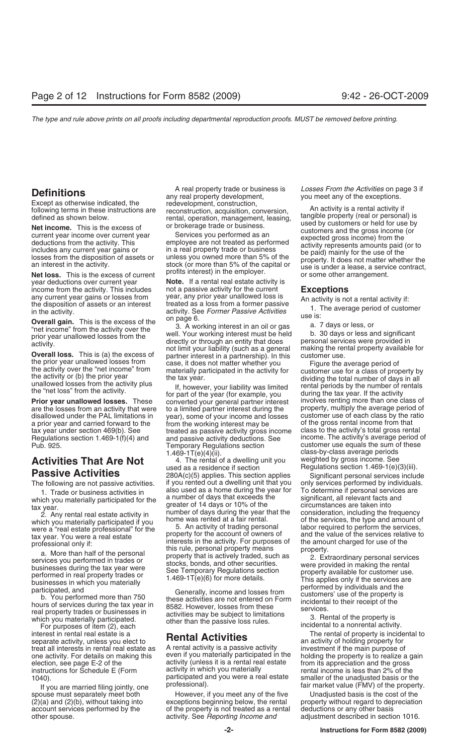## Definitions

Except as otherwise indicated, the following terms in these instructions are defined as shown below.

**Net income.** This is the excess of current year income over current year deductions from the activity. This includes any current year gains or losses from the disposition of assets or an interest in the activity.

**Net loss.** This is the excess of current year deductions over current year income from the activity. This includes any current year gains or losses from the disposition of assets or an interest in the activity.

**Overall gain.** This is the excess of the "net income" from the activity over the prior year unallowed losses from the activity.

**Overall loss.** This is (a) the excess of the prior year unallowed losses from the activity over the "net income" from the activity or (b) the prior year unallowed losses from the activity plus the "net loss" from the activity.

**Prior year unallowed losses.** These are the losses from an activity that were disallowed under the PAL limitations in a prior year and carried forward to the tax year under section 469(b). See Regulations section 1.469-1(f)(4) and Pub. 925.

## Activities That Are Not Passive Activities

The following are not passive activities.

1. Trade or business activities in which you materially participated for the tax year.

2. Any rental real estate activity in which you materially participated if you were a "real estate professional" for the tax year. You were a real estate professional only if:

a. More than half of the personal services you performed in trades or businesses during the tax year were performed in real property trades or businesses in which you materially participated, and

b. You performed more than 750 hours of services during the tax year in real property trades or businesses in which you materially participated.

For purposes of item (2), each interest in rental real estate is a separate activity, unless you elect to treat all interests in rental real estate as one activity. For details on making this election, see page E-2 of the instructions for Schedule E (Form 1040).

If you are married filing jointly, one spouse must separately meet both (2)(a) and (2)(b), without taking into account services performed by the other spouse.

A real property trade or business is any real property development, redevelopment, construction, reconstruction, acquisition, conversion, rental, operation, management, leasing, or brokerage trade or business.

Services you performed as an employee are not treated as performed in a real property trade or business unless you owned more than 5% of the stock (or more than 5% of the capital or profits interest) in the employer.

**Note.** If a rental real estate activity is not a passive activity for the current year, any prior year unallowed loss is treated as a loss from a former passive activity. See *Former Passive Activities* on page 6.

3. A working interest in an oil or gas well. Your working interest must be held directly or through an entity that does not limit your liability (such as a general partner interest in a partnership). In this case, it does not matter whether you materially participated in the activity for the tax year.

If, however, your liability was limited for part of the year (for example, you converted your general partner interest to a limited partner interest during the year), some of your income and losses from the working interest may be treated as passive activity gross income and passive activity deductions. See Temporary Regulations section 1.469-1T(e)(4)(ii).

4. The rental of a dwelling unit you used as a residence if section 280A(c)(5) applies. This section applies if you rented out a dwelling unit that you also used as a home during the year for a number of days that exceeds the greater of 14 days or 10% of the number of days during the year that the home was rented at a fair rental.

5. An activity of trading personal property for the account of owners of interests in the activity. For purposes of this rule, personal property means property that is actively traded, such as stocks, bonds, and other securities. See Temporary Regulations section 1.469-1T(e)(6) for more details.

Generally, income and losses from these activities are not entered on Form 8582. However, losses from these activities may be subject to limitations other than the passive loss rules.

## Rental Activities

A rental activity is a passive activity even if you materially participated in the activity (unless it is a rental real estate activity in which you materially participated and you were a real estate professional).

However, if you meet any of the five exceptions beginning below, the rental of the property is not treated as a rental activity. See *Reporting Income and Losses From the Activities* on page 3 if you meet any of the exceptions.

An activity is a rental activity if tangible property (real or personal) is used by customers or held for use by customers and the gross income (or expected gross income) from the activity represents amounts paid (or to be paid) mainly for the use of the property. It does not matter whether the use is under a lease, a service contract, or some other arrangement.

### Exceptions

An activity is not a rental activity if:

1. The average period of customer use is:

a. 7 days or less, or

b. 30 days or less and significant personal services were provided in making the rental property available for customer use.

Figure the average period of customer use for a class of property by dividing the total number of days in all rental periods by the number of rentals during the tax year. If the activity involves renting more than one class of property, multiply the average period of customer use of each class by the ratio of the gross rental income from that class to the activity's total gross rental income. The activity's average period of customer use equals the sum of these class-by-class average periods weighted by gross income. See Regulations section 1.469-1(e)(3)(iii).

Significant personal services include only services performed by individuals. To determine if personal services are significant, all relevant facts and circumstances are taken into consideration, including the frequency of the services, the type and amount of labor required to perform the services, and the value of the services relative to the amount charged for use of the property.

2. Extraordinary personal services were provided in making the rental property available for customer use. This applies only if the services are performed by individuals and the customers' use of the property is incidental to their receipt of the services.

3. Rental of the property is incidental to a nonrental activity.

The rental of property is incidental to an activity of holding property for investment if the main purpose of holding the property is to realize a gain from its appreciation and the gross rental income is less than 2% of the smaller of the unadjusted basis or the fair market value (FMV) of the property.

Unadjusted basis is the cost of the property without regard to depreciation deductions or any other basis adjustment described in section 1016.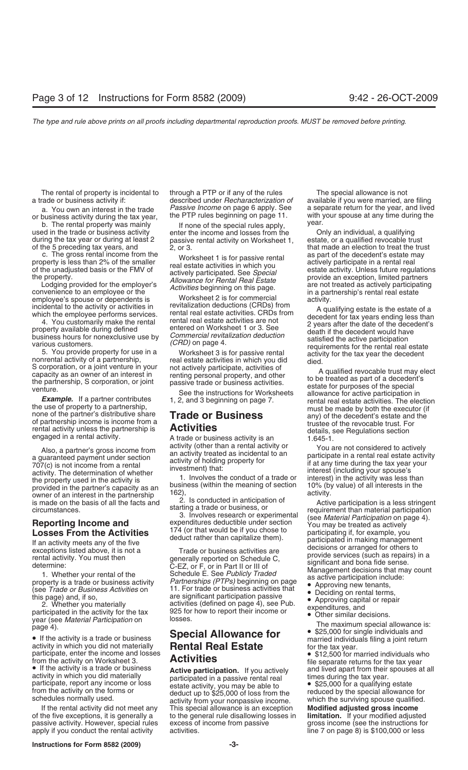The rental of property is incidental to a trade or business activity if:

a. You own an interest in the trade or business activity during the tax year,

b. The rental property was mainly used in the trade or business activity during the tax year or during at least 2 of the 5 preceding tax years, and

c. The gross rental income from the property is less than 2% of the smaller of the unadjusted basis or the FMV of the property.

Lodging provided for the employer's convenience to an employee or the employee's spouse or dependents is incidental to the activity or activities in which the employee performs services.

4. You customarily make the rental property available during defined business hours for nonexclusive use by various customers.

5. You provide property for use in a nonrental activity of a partnership, S corporation, or a joint venture in your capacity as an owner of an interest in the partnership, S corporation, or joint venture.

***Example.*** If a partner contributes the use of property to a partnership, none of the partner's distributive share of partnership income is income from a rental activity unless the partnership is engaged in a rental activity.

Also, a partner's gross income from a guaranteed payment under section 707(c) is not income from a rental activity. The determination of whether the property used in the activity is provided in the partner's capacity as an owner of an interest in the partnership is made on the basis of all the facts and circumstances.

## Reporting Income and Losses From the Activities

If an activity meets any of the five exceptions listed above, it is not a rental activity. You must then determine:

1. Whether your rental of the property is a trade or business activity (see *Trade or Business Activities* on this page) and, if so,

2. Whether you materially participated in the activity for the tax year (see *Material Participation* on page 4).

- If the activity is a trade or business activity in which you did not materially participate, enter the income and losses from the activity on Worksheet 3.
- If the activity is a trade or business activity in which you did materially participate, report any income or loss from the activity on the forms or schedules normally used.

If the rental activity did not meet any of the five exceptions, it is generally a passive activity. However, special rules apply if you conduct the rental activity through a PTP or if any of the rules described under *Recharacterization of Passive Income* on page 6 apply. See the PTP rules beginning on page 11.

If none of the special rules apply, enter the income and losses from the passive rental activity on Worksheet 1, 2, or 3.

Worksheet 1 is for passive rental real estate activities in which you actively participated. See *Special Allowance for Rental Real Estate Activities* beginning on this page.

Worksheet 2 is for commercial revitalization deductions (CRDs) from rental real estate activities. CRDs from rental real estate activities are not entered on Worksheet 1 or 3. See *Commercial revitalization deduction (CRD)* on page 4.

Worksheet 3 is for passive rental real estate activities in which you did not actively participate, activities of renting personal property, and other passive trade or business activities.

See the instructions for Worksheets 1, 2, and 3 beginning on page 7.

## Trade or Business Activities

A trade or business activity is an activity (other than a rental activity or an activity treated as incidental to an activity of holding property for investment) that:

1. Involves the conduct of a trade or business (within the meaning of section 162),

2. Is conducted in anticipation of starting a trade or business, or

3. Involves research or experimental expenditures deductible under section 174 (or that would be if you chose to deduct rather than capitalize them).

Trade or business activities are generally reported on Schedule C, C-EZ, or F, or in Part II or III of Schedule E. See *Publicly Traded Partnerships (PTPs)* beginning on page 11. For trade or business activities that are significant participation passive activities (defined on page 4), see Pub. 925 for how to report their income or losses.

## Special Allowance for Rental Real Estate Activities

**Active participation.** If you actively participated in a passive rental real estate activity, you may be able to deduct up to $25,000 of loss from the activity from your nonpassive income. This special allowance is an exception to the general rule disallowing losses in excess of income from passive activities.

The special allowance is not available if you were married, are filing a separate return for the year, and lived with your spouse at any time during the year.

Only an individual, a qualifying estate, or a qualified revocable trust that made an election to treat the trust as part of the decedent's estate may actively participate in a rental real estate activity. Unless future regulations provide an exception, limited partners are not treated as actively participating in a partnership's rental real estate activity.

A qualifying estate is the estate of a decedent for tax years ending less than 2 years after the date of the decedent's death if the decedent would have satisfied the active participation requirements for the rental real estate activity for the tax year the decedent died.

A qualified revocable trust may elect to be treated as part of a decedent's estate for purposes of the special allowance for active participation in rental real estate activities. The election must be made by both the executor (if any) of the decedent's estate and the trustee of the revocable trust. For details, see Regulations section 1.645-1.

You are not considered to actively participate in a rental real estate activity if at any time during the tax year your interest (including your spouse's interest) in the activity was less than 10% (by value) of all interests in the activity.

Active participation is a less stringent requirement than material participation (see *Material Participation* on page 4). You may be treated as actively participating if, for example, you participated in making management decisions or arranged for others to provide services (such as repairs) in a significant and bona fide sense. Management decisions that may count as active participation include:

- Approving new tenants,
- Deciding on rental terms,
- Approving capital or repair expenditures, and
- Other similar decisions.

The maximum special allowance is:

- $25,000 for single individuals and married individuals filing a joint return for the tax year.
- $12,500 for married individuals who file separate returns for the tax year and lived apart from their spouses at all times during the tax year.
- $25,000 for a qualifying estate reduced by the special allowance for which the surviving spouse qualified.

**Modified adjusted gross income limitation.** If your modified adjusted gross income (see the instructions for line 7 on page 8) is $100,000 or less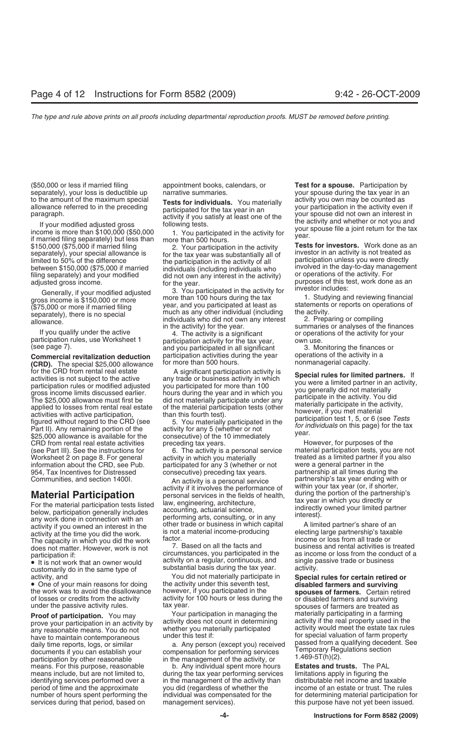($50,000 or less if married filing separately), your loss is deductible up to the amount of the maximum special allowance referred to in the preceding paragraph.

If your modified adjusted gross income is more than $100,000 ($50,000 if married filing separately) but less than $150,000 ($75,000 if married filing separately), your special allowance is limited to 50% of the difference between $150,000 ($75,000 if married filing separately) and your modified adjusted gross income.

Generally, if your modified adjusted gross income is $150,000 or more ($75,000 or more if married filing separately), there is no special allowance.

If you qualify under the active participation rules, use Worksheet 1 (see page 7).

**Commercial revitalization deduction (CRD).** The special $25,000 allowance for the CRD from rental real estate activities is not subject to the active participation rules or modified adjusted gross income limits discussed earlier. The $25,000 allowance must first be applied to losses from rental real estate activities with active participation, figured without regard to the CRD (see Part II). Any remaining portion of the $25,000 allowance is available for the CRD from rental real estate activities (see Part III). See the instructions for Worksheet 2 on page 8. For general information about the CRD, see Pub. 954, Tax Incentives for Distressed Communities, and section 1400I.

## Material Participation

For the material participation tests listed below, participation generally includes any work done in connection with an activity if you owned an interest in the activity at the time you did the work. The capacity in which you did the work does not matter. However, work is not participation if:

- It is not work that an owner would customarily do in the same type of activity, and
- One of your main reasons for doing the work was to avoid the disallowance of losses or credits from the activity under the passive activity rules.

**Proof of participation.** You may prove your participation in an activity by any reasonable means. You do not have to maintain contemporaneous daily time reports, logs, or similar documents if you can establish your participation by other reasonable means. For this purpose, reasonable means include, but are not limited to, identifying services performed over a period of time and the approximate number of hours spent performing the services during that period, based on appointment books, calendars, or narrative summaries.

**Tests for individuals.** You materially participated for the tax year in an activity if you satisfy at least one of the following tests.

1. You participated in the activity for more than 500 hours.

2. Your participation in the activity for the tax year was substantially all of the participation in the activity of all individuals (including individuals who did not own any interest in the activity) for the year.

3. You participated in the activity for more than 100 hours during the tax year, and you participated at least as much as any other individual (including individuals who did not own any interest in the activity) for the year.

4. The activity is a significant participation activity for the tax year, and you participated in all significant participation activities during the year for more than 500 hours.

A significant participation activity is any trade or business activity in which you participated for more than 100 hours during the year and in which you did not materially participate under any of the material participation tests (other than this fourth test).

5. You materially participated in the activity for any 5 (whether or not consecutive) of the 10 immediately preceding tax years.

6. The activity is a personal service activity in which you materially participated for any 3 (whether or not consecutive) preceding tax years.

An activity is a personal service activity if it involves the performance of personal services in the fields of health, law, engineering, architecture, accounting, actuarial science, performing arts, consulting, or in any other trade or business in which capital is not a material income-producing factor.

7. Based on all the facts and circumstances, you participated in the activity on a regular, continuous, and substantial basis during the tax year.

You did not materially participate in the activity under this seventh test, however, if you participated in the activity for 100 hours or less during the tax year.

Your participation in managing the activity does not count in determining whether you materially participated under this test if:

a. Any person (except you) received compensation for performing services in the management of the activity, or

b. Any individual spent more hours during the tax year performing services in the management of the activity than you did (regardless of whether the individual was compensated for the management services).

**Test for a spouse.** Participation by your spouse during the tax year in an activity you own may be counted as your participation in the activity even if your spouse did not own an interest in the activity and whether or not you and your spouse file a joint return for the tax year.

**Tests for investors.** Work done as an investor in an activity is not treated as participation unless you were directly involved in the day-to-day management or operations of the activity. For purposes of this test, work done as an investor includes:

1. Studying and reviewing financial statements or reports on operations of the activity.

2. Preparing or compiling summaries or analyses of the finances or operations of the activity for your own use.

3. Monitoring the finances or operations of the activity in a nonmanagerial capacity.

**Special rules for limited partners.** If you were a limited partner in an activity, you generally did not materially participate in the activity. You did materially participate in the activity, however, if you met material participation test 1, 5, or 6 (see *Tests for individuals* on this page) for the tax year.

However, for purposes of the material participation tests, you are not treated as a limited partner if you also were a general partner in the partnership at all times during the partnership's tax year ending with or within your tax year (or, if shorter, during the portion of the partnership's tax year in which you directly or indirectly owned your limited partner interest).

A limited partner's share of an electing large partnership's taxable income or loss from all trade or business and rental activities is treated as income or loss from the conduct of a single passive trade or business activity.

**Special rules for certain retired or disabled farmers and surviving spouses of farmers.** Certain retired or disabled farmers and surviving spouses of farmers are treated as materially participating in a farming activity if the real property used in the activity would meet the estate tax rules for special valuation of farm property passed from a qualifying decedent. See Temporary Regulations section 1.469-5T(h)(2).

**Estates and trusts.** The PAL limitations apply in figuring the distributable net income and taxable income of an estate or trust. The rules for determining material participation for this purpose have not yet been issued.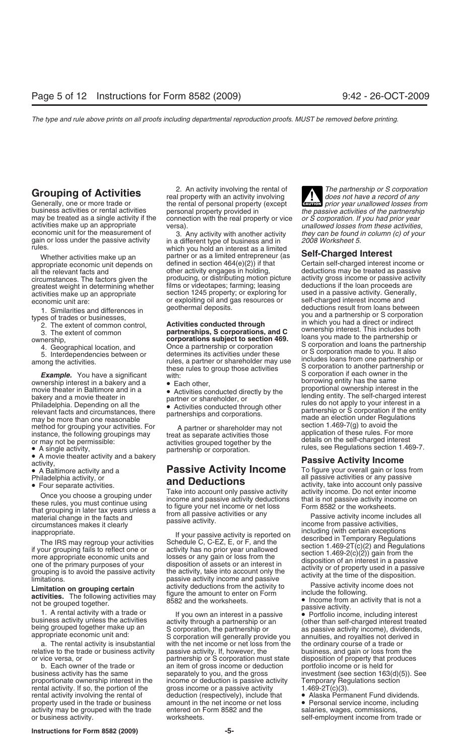## Grouping of Activities

Generally, one or more trade or business activities or rental activities may be treated as a single activity if the activities make up an appropriate economic unit for the measurement of gain or loss under the passive activity rules.

Whether activities make up an appropriate economic unit depends on all the relevant facts and circumstances. The factors given the greatest weight in determining whether activities make up an appropriate economic unit are:

1. Similarities and differences in types of trades or businesses,
2. The extent of common control,
3. The extent of common ownership,
4. Geographical location, and
5. Interdependencies between or among the activities.

***Example.*** You have a significant ownership interest in a bakery and a movie theater in Baltimore and in a bakery and a movie theater in Philadelphia. Depending on all the relevant facts and circumstances, there may be more than one reasonable method for grouping your activities. For instance, the following groupings may or may not be permissible:

- A single activity,
- A movie theater activity and a bakery activity,
- A Baltimore activity and a Philadelphia activity, or
- Four separate activities.

Once you choose a grouping under these rules, you must continue using that grouping in later tax years unless a material change in the facts and circumstances makes it clearly inappropriate.

The IRS may regroup your activities if your grouping fails to reflect one or more appropriate economic units and one of the primary purposes of your grouping is to avoid the passive activity limitations.

**Limitation on grouping certain activities.** The following activities may not be grouped together.

1. A rental activity with a trade or business activity unless the activities being grouped together make up an appropriate economic unit and:

a. The rental activity is insubstantial relative to the trade or business activity or vice versa, or

b. Each owner of the trade or business activity has the same proportionate ownership interest in the rental activity. If so, the portion of the rental activity involving the rental of property used in the trade or business activity may be grouped with the trade or business activity.

2. An activity involving the rental of real property with an activity involving the rental of personal property (except personal property provided in connection with the real property or vice versa).

3. Any activity with another activity in a different type of business and in which you hold an interest as a limited partner or as a limited entrepreneur (as defined in section 464(e)(2)) if that other activity engages in holding, producing, or distributing motion picture films or videotapes; farming; leasing section 1245 property; or exploring for or exploiting oil and gas resources or geothermal deposits.

**Activities conducted through partnerships, S corporations, and C corporations subject to section 469.** Once a partnership or corporation determines its activities under these rules, a partner or shareholder may use these rules to group those activities with:

- Each other,
- Activities conducted directly by the partner or shareholder, or
- Activities conducted through other partnerships and corporations.

A partner or shareholder may not treat as separate activities those activities grouped together by the partnership or corporation.

## Passive Activity Income and Deductions

Take into account only passive activity income and passive activity deductions to figure your net income or net loss from all passive activities or any passive activity.

If your passive activity is reported on Schedule C, C-EZ, E, or F, and the activity has no prior year unallowed losses or any gain or loss from the disposition of assets or an interest in the activity, take into account only the passive activity income and passive activity deductions from the activity to figure the amount to enter on Form 8582 and the worksheets.

If you own an interest in a passive activity through a partnership or an S corporation, the partnership or S corporation will generally provide you with the net income or net loss from the passive activity. If, however, the partnership or S corporation must state an item of gross income or deduction separately to you, and the gross income or deduction is passive activity gross income or a passive activity deduction (respectively), include that amount in the net income or net loss entered on Form 8582 and the worksheets.

**CAUTION** *The partnership or S corporation does not have a record of any prior year unallowed losses from the passive activities of the partnership or S corporation. If you had prior year unallowed losses from these activities, they can be found in column (c) of your 2008 Worksheet 5.*

## Self-Charged Interest

Certain self-charged interest income or deductions may be treated as passive activity gross income or passive activity deductions if the loan proceeds are used in a passive activity. Generally, self-charged interest income and deductions result from loans between you and a partnership or S corporation in which you had a direct or indirect ownership interest. This includes both loans you made to the partnership or S corporation and loans the partnership or S corporation made to you. It also includes loans from one partnership or S corporation to another partnership or S corporation if each owner in the borrowing entity has the same proportional ownership interest in the lending entity. The self-charged interest rules do not apply to your interest in a partnership or S corporation if the entity made an election under Regulations section 1.469-7(g) to avoid the application of these rules. For more details on the self-charged interest rules, see Regulations section 1.469-7.

## Passive Activity Income

To figure your overall gain or loss from all passive activities or any passive activity, take into account only passive activity income. Do not enter income that is not passive activity income on Form 8582 or the worksheets.

Passive activity income includes all income from passive activities, including (with certain exceptions described in Temporary Regulations section 1.469-2T(c)(2) and Regulations section 1.469-2(c)(2)) gain from the disposition of an interest in a passive activity or of property used in a passive activity at the time of the disposition.

Passive activity income does not include the following.

- Income from an activity that is not a passive activity.
- Portfolio income, including interest (other than self-charged interest treated as passive activity income), dividends, annuities, and royalties not derived in the ordinary course of a trade or business, and gain or loss from the disposition of property that produces portfolio income or is held for investment (see section 163(d)(5)). See Temporary Regulations section 1.469-2T(c)(3).
- Alaska Permanent Fund dividends.
- Personal service income, including salaries, wages, commissions, self-employment income from trade or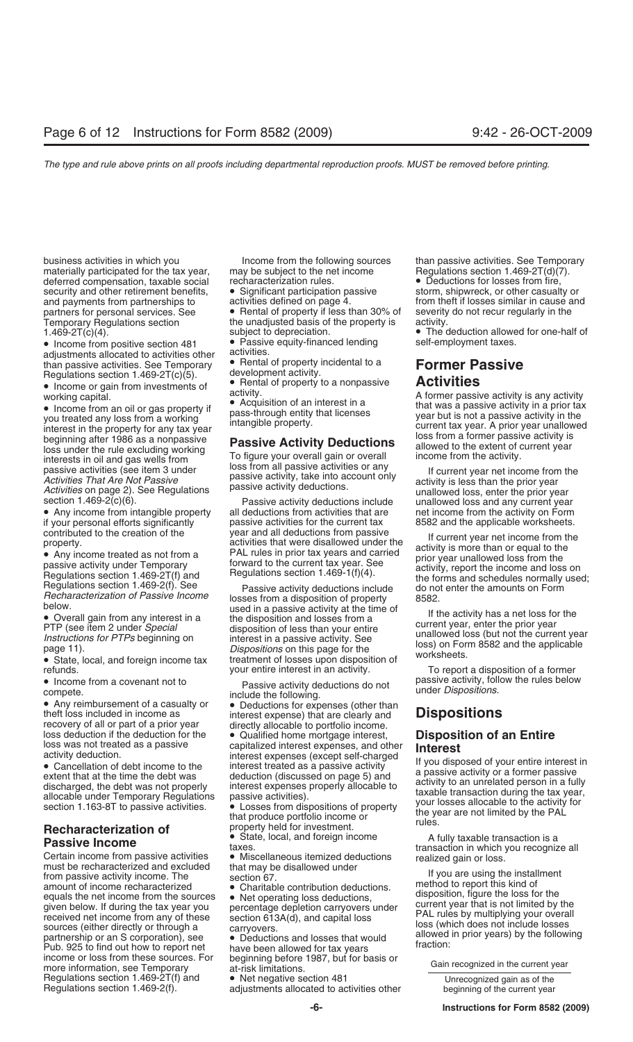business activities in which you materially participated for the tax year, deferred compensation, taxable social security and other retirement benefits, and payments from partnerships to partners for personal services. See Temporary Regulations section 1.469-2T(c)(4).

- Income from positive section 481 adjustments allocated to activities other than passive activities. See Temporary Regulations section 1.469-2T(c)(5).
- Income or gain from investments of working capital.
- Income from an oil or gas property if you treated any loss from a working interest in the property for any tax year beginning after 1986 as a nonpassive loss under the rule excluding working interests in oil and gas wells from passive activities (see item 3 under *Activities That Are Not Passive Activities* on page 2). See Regulations section 1.469-2(c)(6).
- Any income from intangible property if your personal efforts significantly contributed to the creation of the property.
- Any income treated as not from a passive activity under Temporary Regulations section 1.469-2T(f) and Regulations section 1.469-2(f). See *Recharacterization of Passive Income* below.
- Overall gain from any interest in a PTP (see item 2 under *Special Instructions for PTPs* beginning on page 11).
- State, local, and foreign income tax refunds.
- Income from a covenant not to compete.
- Any reimbursement of a casualty or theft loss included in income as recovery of all or part of a prior year loss deduction if the deduction for the loss was not treated as a passive activity deduction.
- Cancellation of debt income to the extent that at the time the debt was discharged, the debt was not properly allocable under Temporary Regulations section 1.163-8T to passive activities.

## Recharacterization of Passive Income

Certain income from passive activities must be recharacterized and excluded from passive activity income. The amount of income recharacterized equals the net income from the sources given below. If during the tax year you received net income from any of these sources (either directly or through a partnership or an S corporation), see Pub. 925 to find out how to report net income or loss from these sources. For more information, see Temporary Regulations section 1.469-2T(f) and Regulations section 1.469-2(f).

Income from the following sources may be subject to the net income recharacterization rules.

- Significant participation passive activities defined on page 4.
- Rental of property if less than 30% of the unadjusted basis of the property is subject to depreciation.
- Passive equity-financed lending activities.
- Rental of property incidental to a development activity.
- Rental of property to a nonpassive activity.
- Acquisition of an interest in a pass-through entity that licenses intangible property.

## Passive Activity Deductions

To figure your overall gain or overall loss from all passive activities or any passive activity, take into account only passive activity deductions.

Passive activity deductions include all deductions from activities that are passive activities for the current tax year and all deductions from passive activities that were disallowed under the PAL rules in prior tax years and carried forward to the current tax year. See Regulations section 1.469-1(f)(4).

Passive activity deductions include losses from a disposition of property used in a passive activity at the time of the disposition and losses from a disposition of less than your entire interest in a passive activity. See *Dispositions* on this page for the treatment of losses upon disposition of your entire interest in an activity.

Passive activity deductions do not include the following.

- Deductions for expenses (other than interest expense) that are clearly and directly allocable to portfolio income.
- Qualified home mortgage interest, capitalized interest expenses, and other interest expenses (except self-charged interest treated as a passive activity deduction (discussed on page 5) and interest expenses properly allocable to passive activities).
- Losses from dispositions of property that produce portfolio income or property held for investment.
- State, local, and foreign income taxes.
- Miscellaneous itemized deductions that may be disallowed under section 67.
- Charitable contribution deductions.
- Net operating loss deductions, percentage depletion carryovers under section 613A(d), and capital loss carryovers.
- Deductions and losses that would have been allowed for tax years beginning before 1987, but for basis or at-risk limitations.
- Net negative section 481 adjustments allocated to activities other than passive activities. See Temporary Regulations section 1.469-2T(d)(7).
- Deductions for losses from fire, storm, shipwreck, or other casualty or from theft if losses similar in cause and severity do not recur regularly in the activity.
- The deduction allowed for one-half of self-employment taxes.

## Former Passive Activities

A former passive activity is any activity that was a passive activity in a prior tax year but is not a passive activity in the current tax year. A prior year unallowed loss from a former passive activity is allowed to the extent of current year income from the activity.

If current year net income from the activity is less than the prior year unallowed loss, enter the prior year unallowed loss and any current year net income from the activity on Form 8582 and the applicable worksheets.

If current year net income from the activity is more than or equal to the prior year unallowed loss from the activity, report the income and loss on the forms and schedules normally used; do not enter the amounts on Form 8582.

If the activity has a net loss for the current year, enter the prior year unallowed loss (but not the current year loss) on Form 8582 and the applicable worksheets.

To report a disposition of a former passive activity, follow the rules below under *Dispositions*.

## Dispositions

### Disposition of an Entire Interest

If you disposed of your entire interest in a passive activity or a former passive activity to an unrelated person in a fully taxable transaction during the tax year, your losses allocable to the activity for the year are not limited by the PAL rules.

A fully taxable transaction is a transaction in which you recognize all realized gain or loss.

If you are using the installment method to report this kind of disposition, figure the loss for the current year that is not limited by the PAL rules by multiplying your overall loss (which does not include losses allowed in prior years) by the following fraction:

$$\frac{\text{Gain recognized in the current year}}{\text{Unrecognized gain as of the beginning of the current year}}$$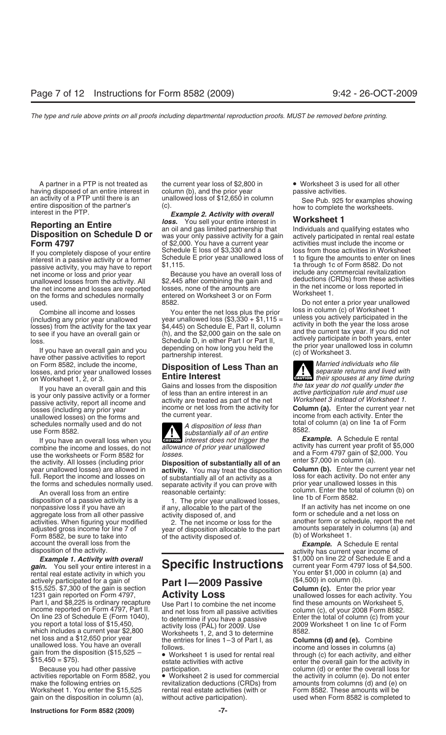A partner in a PTP is not treated as having disposed of an entire interest in an activity of a PTP until there is an entire disposition of the partner's interest in the PTP.

## Reporting an Entire Disposition on Schedule D or Form 4797

If you completely dispose of your entire interest in a passive activity or a former passive activity, you may have to report net income or loss and prior year unallowed losses from the activity. All the net income and losses are reported on the forms and schedules normally used.

Combine all income and losses (including any prior year unallowed losses) from the activity for the tax year to see if you have an overall gain or loss.

If you have an overall gain and you have other passive activities to report on Form 8582, include the income, losses, and prior year unallowed losses on Worksheet 1, 2, or 3.

If you have an overall gain and this is your only passive activity or a former passive activity, report all income and losses (including any prior year unallowed losses) on the forms and schedules normally used and do not use Form 8582.

If you have an overall loss when you combine the income and losses, do not use the worksheets or Form 8582 for the activity. All losses (including prior year unallowed losses) are allowed in full. Report the income and losses on the forms and schedules normally used.

An overall loss from an entire disposition of a passive activity is a nonpassive loss if you have an aggregate loss from all other passive activities. When figuring your modified adjusted gross income for line 7 of Form 8582, be sure to take into account the overall loss from the disposition of the activity.

***Example 1. Activity with overall gain.*** You sell your entire interest in a rental real estate activity in which you actively participated for a gain of $15,525. $7,300 of the gain is section 1231 gain reported on Form 4797, Part I, and $8,225 is ordinary recapture income reported on Form 4797, Part II. On line 23 of Schedule E (Form 1040), you report a total loss of $15,450, which includes a current year $2,800 net loss and a $12,650 prior year unallowed loss. You have an overall gain from the disposition ($15,525 − $15,450 = $75).

Because you had other passive activities reportable on Form 8582, you make the following entries on Worksheet 1. You enter the $15,525 gain on the disposition in column (a), the current year loss of $2,800 in column (b), and the prior year unallowed loss of $12,650 in column (c).

***Example 2. Activity with overall loss.*** You sell your entire interest in an oil and gas limited partnership that was your only passive activity for a gain of $2,000. You have a current year Schedule E loss of $3,330 and a Schedule E prior year unallowed loss of $1,115.

Because you have an overall loss of $2,445 after combining the gain and losses, none of the amounts are entered on Worksheet 3 or on Form 8582.

You enter the net loss plus the prior year unallowed loss ($3,330 + $1,115 = $4,445) on Schedule E, Part II, column (h), and the $2,000 gain on the sale on Schedule D, in either Part I or Part II, depending on how long you held the partnership interest.

## Disposition of Less Than an Entire Interest

Gains and losses from the disposition of less than an entire interest in an activity are treated as part of the net income or net loss from the activity for the current year.

**CAUTION:** *A disposition of less than substantially all of an entire interest does not trigger the allowance of prior year unallowed losses.*

**Disposition of substantially all of an activity.** You may treat the disposition of substantially all of an activity as a separate activity if you can prove with reasonable certainty:

1. The prior year unallowed losses, if any, allocable to the part of the activity disposed of, and
2. The net income or loss for the year of disposition allocable to the part of the activity disposed of.

# Specific Instructions

## Part I—2009 Passive Activity Loss

Use Part I to combine the net income and net loss from all passive activities to determine if you have a passive activity loss (PAL) for 2009. Use Worksheets 1, 2, and 3 to determine the entries for lines 1–3 of Part I, as follows.

- Worksheet 1 is used for rental real estate activities with active participation.
- Worksheet 2 is used for commercial revitalization deductions (CRDs) from rental real estate activities (with or without active participation).
- Worksheet 3 is used for all other passive activities.

See Pub. 925 for examples showing how to complete the worksheets.

### Worksheet 1

Individuals and qualifying estates who actively participated in rental real estate activities must include the income or loss from those activities in Worksheet 1 to figure the amounts to enter on lines 1a through 1c of Form 8582. Do not include any commercial revitalization deductions (CRDs) from these activities in the net income or loss reported in Worksheet 1.

Do not enter a prior year unallowed loss in column (c) of Worksheet 1 unless you actively participated in the activity in both the year the loss arose and the current tax year. If you did not actively participate in both years, enter the prior year unallowed loss in column (c) of Worksheet 3.

**CAUTION:** *Married individuals who file separate returns and lived with their spouses at any time during the tax year do not qualify under the active participation rule and must use Worksheet 3 instead of Worksheet 1.*

**Column (a).** Enter the current year net income from each activity. Enter the total of column (a) on line 1a of Form 8582.

***Example.*** A Schedule E rental activity has current year profit of $5,000 and a Form 4797 gain of $2,000. You enter $7,000 in column (a).

**Column (b).** Enter the current year net loss for each activity. Do not enter any prior year unallowed losses in this column. Enter the total of column (b) on line 1b of Form 8582.

If an activity has net income on one form or schedule and a net loss on another form or schedule, report the net amounts separately in columns (a) and (b) of Worksheet 1.

***Example.*** A Schedule E rental activity has current year income of $1,000 on line 22 of Schedule E and a current year Form 4797 loss of $4,500. You enter $1,000 in column (a) and ($4,500) in column (b).

**Column (c).** Enter the prior year unallowed losses for each activity. You find these amounts on Worksheet 5, column (c), of your 2008 Form 8582. Enter the total of column (c) from your 2009 Worksheet 1 on line 1c of Form 8582.

**Columns (d) and (e).** Combine income and losses in columns (a) through (c) for each activity, and either enter the overall gain for the activity in column (d) or enter the overall loss for the activity in column (e). Do not enter amounts from columns (d) and (e) on Form 8582. These amounts will be used when Form 8582 is completed to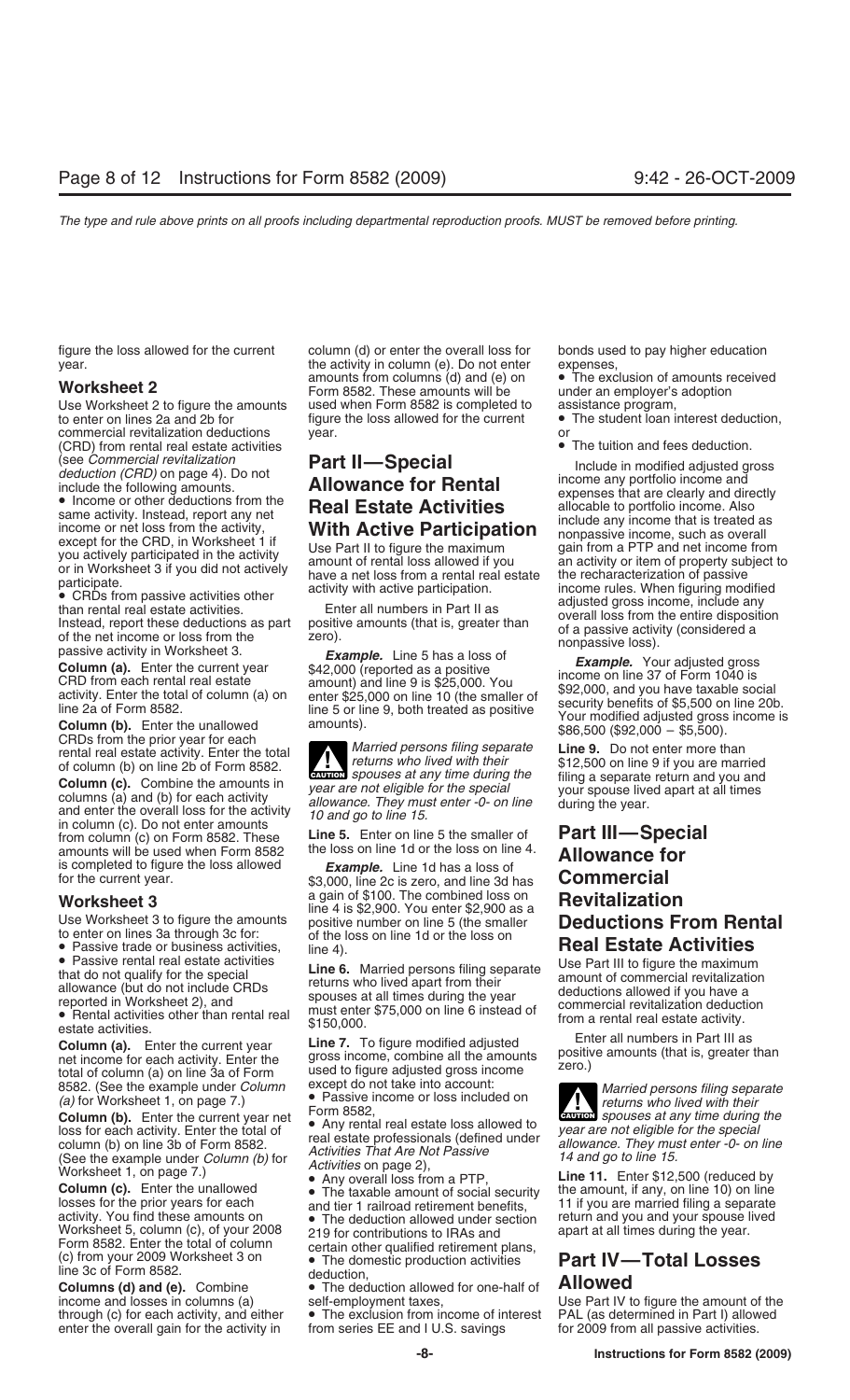figure the loss allowed for the current year.

### Worksheet 2

Use Worksheet 2 to figure the amounts to enter on lines 2a and 2b for commercial revitalization deductions (CRD) from rental real estate activities (see *Commercial revitalization deduction (CRD)* on page 4). Do not include the following amounts.

- Income or other deductions from the same activity. Instead, report any net income or net loss from the activity, except for the CRD, in Worksheet 1 if you actively participated in the activity or in Worksheet 3 if you did not actively participate.
- CRDs from passive activities other than rental real estate activities. Instead, report these deductions as part of the net income or loss from the passive activity in Worksheet 3.

**Column (a).** Enter the current year CRD from each rental real estate activity. Enter the total of column (a) on line 2a of Form 8582.

**Column (b).** Enter the unallowed CRDs from the prior year for each rental real estate activity. Enter the total of column (b) on line 2b of Form 8582.

**Column (c).** Combine the amounts in columns (a) and (b) for each activity and enter the overall loss for the activity in column (c). Do not enter amounts from column (c) on Form 8582. These amounts will be used when Form 8582 is completed to figure the loss allowed for the current year.

### Worksheet 3

Use Worksheet 3 to figure the amounts to enter on lines 3a through 3c for:

- Passive trade or business activities,
- Passive rental real estate activities that do not qualify for the special allowance (but do not include CRDs reported in Worksheet 2), and
- Rental activities other than rental real estate activities.

**Column (a).** Enter the current year net income for each activity. Enter the total of column (a) on line 3a of Form 8582. (See the example under *Column (a)* for Worksheet 1, on page 7.)

**Column (b).** Enter the current year net loss for each activity. Enter the total of column (b) on line 3b of Form 8582. (See the example under *Column (b)* for Worksheet 1, on page 7.)

**Column (c).** Enter the unallowed losses for the prior years for each activity. You find these amounts on Worksheet 5, column (c), of your 2008 Form 8582. Enter the total of column (c) from your 2009 Worksheet 3 on line 3c of Form 8582.

**Columns (d) and (e).** Combine income and losses in columns (a) through (c) for each activity, and either enter the overall gain for the activity in column (d) or enter the overall loss for the activity in column (e). Do not enter amounts from columns (d) and (e) on Form 8582. These amounts will be used when Form 8582 is completed to figure the loss allowed for the current year.

## Part II—Special Allowance for Rental Real Estate Activities With Active Participation

Use Part II to figure the maximum amount of rental loss allowed if you have a net loss from a rental real estate activity with active participation.

Enter all numbers in Part II as positive amounts (that is, greater than zero).

***Example.*** Line 5 has a loss of \$42,000 (reported as a positive amount) and line 9 is \$25,000. You enter \$25,000 on line 10 (the smaller of line 5 or line 9, both treated as positive amounts).

> **CAUTION:** *Married persons filing separate returns who lived with their spouses at any time during the year are not eligible for the special allowance. They must enter -0- on line 10 and go to line 15.*

**Line 5.** Enter on line 5 the smaller of the loss on line 1d or the loss on line 4.

***Example.*** Line 1d has a loss of \$3,000, line 2c is zero, and line 3d has a gain of \$100. The combined loss on line 4 is \$2,900. You enter \$2,900 as a positive number on line 5 (the smaller of the loss on line 1d or the loss on line 4).

**Line 6.** Married persons filing separate returns who lived apart from their spouses at all times during the year must enter \$75,000 on line 6 instead of \$150,000.

**Line 7.** To figure modified adjusted gross income, combine all the amounts used to figure adjusted gross income except do not take into account:

- Passive income or loss included on Form 8582,
- Any rental real estate loss allowed to real estate professionals (defined under *Activities That Are Not Passive Activities* on page 2),
- Any overall loss from a PTP,
- The taxable amount of social security and tier 1 railroad retirement benefits,
- The deduction allowed under section 219 for contributions to IRAs and certain other qualified retirement plans,
- The domestic production activities deduction,
- The deduction allowed for one-half of self-employment taxes,
- The exclusion from income of interest from series EE and I U.S. savings bonds used to pay higher education expenses,
- The exclusion of amounts received under an employer's adoption assistance program,
- The student loan interest deduction, or
- The tuition and fees deduction.

Include in modified adjusted gross income any portfolio income and expenses that are clearly and directly allocable to portfolio income. Also include any income that is treated as nonpassive income, such as overall gain from a PTP and net income from an activity or item of property subject to the recharacterization of passive income rules. When figuring modified adjusted gross income, include any overall loss from the entire disposition of a passive activity (considered a nonpassive loss).

***Example.*** Your adjusted gross income on line 37 of Form 1040 is \$92,000, and you have taxable social security benefits of \$5,500 on line 20b. Your modified adjusted gross income is \$86,500 (\$92,000 − \$5,500).

**Line 9.** Do not enter more than \$12,500 on line 9 if you are married filing a separate return and you and your spouse lived apart at all times during the year.

## Part III—Special Allowance for Commercial Revitalization Deductions From Rental Real Estate Activities

Use Part III to figure the maximum amount of commercial revitalization deductions allowed if you have a commercial revitalization deduction from a rental real estate activity.

Enter all numbers in Part III as positive amounts (that is, greater than zero.)

> **CAUTION:** *Married persons filing separate returns who lived with their spouses at any time during the year are not eligible for the special allowance. They must enter -0- on line 14 and go to line 15.*

**Line 11.** Enter \$12,500 (reduced by the amount, if any, on line 10) on line 11 if you are married filing a separate return and you and your spouse lived apart at all times during the year.

## Part IV—Total Losses Allowed

Use Part IV to figure the amount of the PAL (as determined in Part I) allowed for 2009 from all passive activities.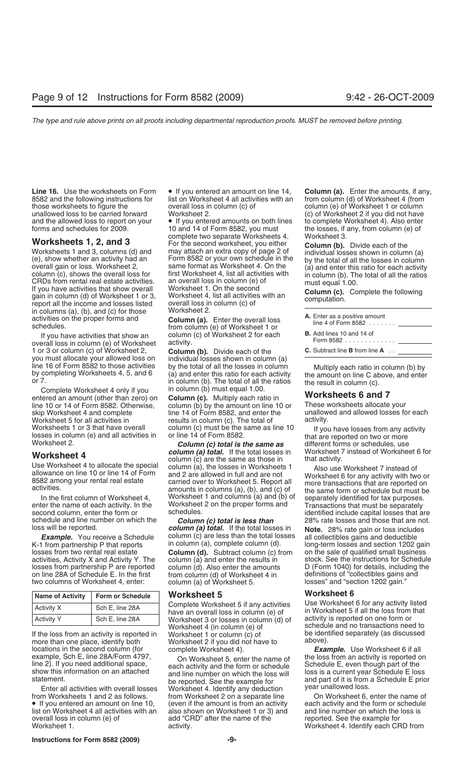**Line 16.** Use the worksheets on Form 8582 and the following instructions for those worksheets to figure the unallowed loss to be carried forward and the allowed loss to report on your forms and schedules for 2009.

## Worksheets 1, 2, and 3

Worksheets 1 and 3, columns (d) and (e), show whether an activity had an overall gain or loss. Worksheet 2, column (c), shows the overall loss for CRDs from rental real estate activities. If you have activities that show overall gain in column (d) of Worksheet 1 or 3, report all the income and losses listed in columns (a), (b), and (c) for those activities on the proper forms and schedules.

If you have activities that show an overall loss in column (e) of Worksheet 1 or 3 or column (c) of Worksheet 2, you must allocate your allowed loss on line 16 of Form 8582 to those activities by completing Worksheets 4, 5, and 6 or 7.

Complete Worksheet 4 only if you entered an amount (other than zero) on line 10 or 14 of Form 8582. Otherwise, skip Worksheet 4 and complete Worksheet 5 for all activities in Worksheets 1 or 3 that have overall losses in column (e) and all activities in Worksheet 2.

## Worksheet 4

Use Worksheet 4 to allocate the special allowance on line 10 or line 14 of Form 8582 among your rental real estate activities.

In the first column of Worksheet 4, enter the name of each activity. In the second column, enter the form or schedule and line number on which the loss will be reported.

***Example.*** You receive a Schedule K-1 from partnership P that reports losses from two rental real estate activities, Activity X and Activity Y. The losses from partnership P are reported on line 28A of Schedule E. In the first two columns of Worksheet 4, enter:

| Name of Activity | Form or Schedule |
|---|---|
| Activity X | Sch E, line 28A |
| Activity Y | Sch E, line 28A |

If the loss from an activity is reported in more than one place, identify both locations in the second column (for example, Sch E, line 28A/Form 4797, line 2). If you need additional space, show this information on an attached statement.

Enter all activities with overall losses from Worksheets 1 and 2 as follows.

- If you entered an amount on line 10, list on Worksheet 4 all activities with an overall loss in column (e) of Worksheet 1.
- If you entered an amount on line 14, list on Worksheet 4 all activities with an overall loss in column (c) of Worksheet 2.
- If you entered amounts on both lines 10 and 14 of Form 8582, you must complete two separate Worksheets 4. For the second worksheet, you either may attach an extra copy of page 2 of Form 8582 or your own schedule in the same format as Worksheet 4. On the first Worksheet 4, list all activities with an overall loss in column (e) of Worksheet 1. On the second Worksheet 4, list all activities with an overall loss in column (c) of Worksheet 2.

**Column (a).** Enter the overall loss from column (e) of Worksheet 1 or column (c) of Worksheet 2 for each activity.

**Column (b).** Divide each of the individual losses shown in column (a) by the total of all the losses in column (a) and enter this ratio for each activity in column (b). The total of all the ratios in column (b) must equal 1.00.

**Column (c).** Multiply each ratio in column (b) by the amount on line 10 or line 14 of Form 8582, and enter the results in column (c). The total of column (c) must be the same as line 10 or line 14 of Form 8582.

***Column (c) total is the same as column (a) total.*** If the total losses in column (c) are the same as those in column (a), the losses in Worksheets 1 and 2 are allowed in full and are not carried over to Worksheet 5. Report all amounts in columns (a), (b), and (c) of Worksheet 1 and columns (a) and (b) of Worksheet 2 on the proper forms and schedules.

***Column (c) total is less than column (a) total.*** If the total losses in column (c) are less than the total losses in column (a), complete column (d).

**Column (d).** Subtract column (c) from column (a) and enter the results in column (d). Also enter the amounts from column (d) of Worksheet 4 in column (a) of Worksheet 5.

## Worksheet 5

Complete Worksheet 5 if any activities have an overall loss in column (e) of Worksheet 3 or losses in column (d) of Worksheet 4 (in column (e) of Worksheet 1 or column (c) of Worksheet 2 if you did not have to complete Worksheet 4).

On Worksheet 5, enter the name of each activity and the form or schedule and line number on which the loss will be reported. See the example for Worksheet 4. Identify any deduction from Worksheet 2 on a separate line (even if the amount is from an activity also shown on Worksheet 1 or 3) and add "CRD" after the name of the activity.

**Column (a).** Enter the amounts, if any, from column (d) of Worksheet 4 (from column (e) of Worksheet 1 or column (c) of Worksheet 2 if you did not have to complete Worksheet 4). Also enter the losses, if any, from column (e) of Worksheet 3.

**Column (b).** Divide each of the individual losses shown in column (a) by the total of all the losses in column (a) and enter this ratio for each activity in column (b). The total of all the ratios must equal 1.00.

**Column (c).** Complete the following computation.

| | |
|---|---|
| **A.** Enter as a positive amount line 4 of Form 8582 . . . . . . . | |
| **B.** Add lines 10 and 14 of Form 8582 . . . . . . . . . . . . | |
| **C.** Subtract line **B** from line **A** . . | |

Multiply each ratio in column (b) by the amount on line C above, and enter the result in column (c).

## Worksheets 6 and 7

These worksheets allocate your unallowed and allowed losses for each activity.

If you have losses from any activity that are reported on two or more different forms or schedules, use Worksheet 7 instead of Worksheet 6 for that activity.

Also use Worksheet 7 instead of Worksheet 6 for any activity with two or more transactions that are reported on the same form or schedule but must be separately identified for tax purposes. Transactions that must be separately identified include capital losses that are 28% rate losses and those that are not.

**Note.** 28% rate gain or loss includes all collectibles gains and deductible long-term losses and section 1202 gain on the sale of qualified small business stock. See the instructions for Schedule D (Form 1040) for details, including the definitions of "collectibles gains and losses" and "section 1202 gain."

## Worksheet 6

Use Worksheet 6 for any activity listed in Worksheet 5 if all the loss from that activity is reported on one form or schedule and no transactions need to be identified separately (as discussed above).

***Example.*** Use Worksheet 6 if all the loss from an activity is reported on Schedule E, even though part of the loss is a current year Schedule E loss and part of it is from a Schedule E prior year unallowed loss.

On Worksheet 6, enter the name of each activity and the form or schedule and line number on which the loss is reported. See the example for Worksheet 4. Identify each CRD from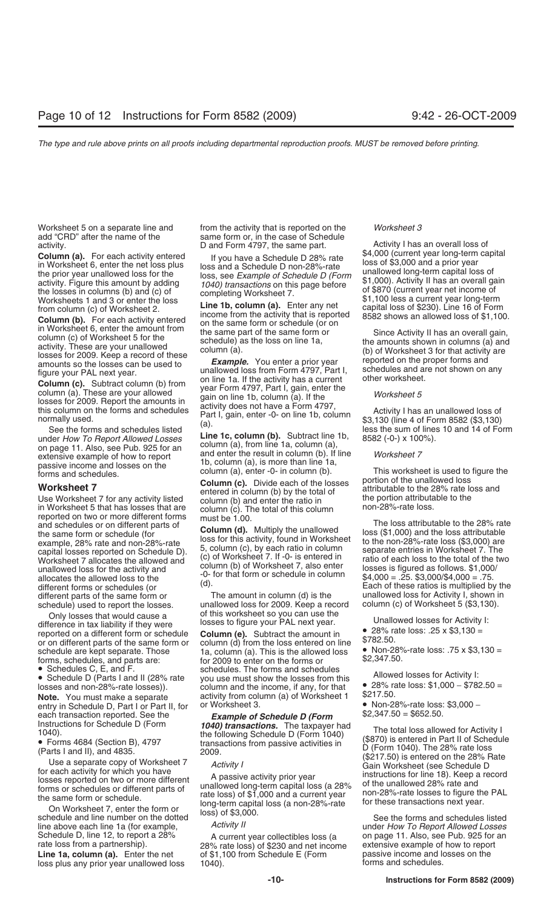Worksheet 5 on a separate line and add "CRD" after the name of the activity.

**Column (a).** For each activity entered in Worksheet 6, enter the net loss plus the prior year unallowed loss for the activity. Figure this amount by adding the losses in columns (b) and (c) of Worksheets 1 and 3 or enter the loss from column (c) of Worksheet 2.

**Column (b).** For each activity entered in Worksheet 6, enter the amount from column (c) of Worksheet 5 for the activity. These are your unallowed losses for 2009. Keep a record of these amounts so the losses can be used to figure your PAL next year.

**Column (c).** Subtract column (b) from column (a). These are your allowed losses for 2009. Report the amounts in this column on the forms and schedules normally used.

See the forms and schedules listed under *How To Report Allowed Losses* on page 11. Also, see Pub. 925 for an extensive example of how to report passive income and losses on the forms and schedules.

### Worksheet 7

Use Worksheet 7 for any activity listed in Worksheet 5 that has losses that are reported on two or more different forms and schedules or on different parts of the same form or schedule (for example, 28% rate and non-28%-rate capital losses reported on Schedule D). Worksheet 7 allocates the allowed and unallowed loss for the activity and allocates the allowed loss to the different forms or schedules (or different parts of the same form or schedule) used to report the losses.

Only losses that would cause a difference in tax liability if they were reported on a different form or schedule or on different parts of the same form or schedule are kept separate. Those forms, schedules, and parts are:

- Schedules C, E, and F.
- Schedule D (Parts I and II (28% rate losses and non-28%-rate losses)).

**Note.** You must make a separate entry in Schedule D, Part I or Part II, for each transaction reported. See the Instructions for Schedule D (Form 1040).

- Forms 4684 (Section B), 4797 (Parts I and II), and 4835.

Use a separate copy of Worksheet 7 for each activity for which you have losses reported on two or more different forms or schedules or different parts of the same form or schedule.

On Worksheet 7, enter the form or schedule and line number on the dotted line above each line 1a (for example, Schedule D, line 12, to report a 28% rate loss from a partnership).

**Line 1a, column (a).** Enter the net loss plus any prior year unallowed loss from the activity that is reported on the same form or, in the case of Schedule D and Form 4797, the same part.

If you have a Schedule D 28% rate loss and a Schedule D non-28%-rate loss, see *Example of Schedule D (Form 1040) transactions* on this page before completing Worksheet 7.

**Line 1b, column (a).** Enter any net income from the activity that is reported on the same form or schedule (or on the same part of the same form or schedule) as the loss on line 1a, column (a).

***Example.*** You enter a prior year unallowed loss from Form 4797, Part I, on line 1a. If the activity has a current year Form 4797, Part I, gain, enter the gain on line 1b, column (a). If the activity does not have a Form 4797, Part I, gain, enter -0- on line 1b, column (a).

**Line 1c, column (b).** Subtract line 1b, column (a), from line 1a, column (a), and enter the result in column (b). If line 1b, column (a), is more than line 1a, column (a), enter -0- in column (b).

**Column (c).** Divide each of the losses entered in column (b) by the total of column (b) and enter the ratio in column (c). The total of this column must be 1.00.

**Column (d).** Multiply the unallowed loss for this activity, found in Worksheet 5, column (c), by each ratio in column (c) of Worksheet 7. If -0- is entered in column (b) of Worksheet 7, also enter -0- for that form or schedule in column (d).

The amount in column (d) is the unallowed loss for 2009. Keep a record of this worksheet so you can use the losses to figure your PAL next year.

**Column (e).** Subtract the amount in column (d) from the loss entered in line 1a, column (a). This is the allowed loss for 2009 to enter on the forms or schedules. The forms and schedules you use must show the losses from this column and the income, if any, for that activity from column (a) of Worksheet 1 or Worksheet 3.

#### *Example of Schedule D (Form 1040) transactions.*

The taxpayer had the following Schedule D (Form 1040) transactions from passive activities in 2009.

*Activity I*

A passive activity prior year unallowed long-term capital loss (a 28% rate loss) of $1,000 and a current year long-term capital loss (a non-28%-rate loss) of $3,000.

*Activity II*

A current year collectibles loss (a 28% rate loss) of $230 and net income of $1,100 from Schedule E (Form 1040).

*Worksheet 3*

Activity I has an overall loss of $4,000 (current year long-term capital loss of $3,000 and a prior year unallowed long-term capital loss of $1,000). Activity II has an overall gain of $870 (current year net income of $1,100 less a current year long-term capital loss of $230). Line 16 of Form 8582 shows an allowed loss of $1,100.

Since Activity II has an overall gain, the amounts shown in columns (a) and (b) of Worksheet 3 for that activity are reported on the proper forms and schedules and are not shown on any other worksheet.

*Worksheet 5*

Activity I has an unallowed loss of $3,130 (line 4 of Form 8582 ($3,130) less the sum of lines 10 and 14 of Form 8582 (-0-) x 100%).

*Worksheet 7*

This worksheet is used to figure the portion of the unallowed loss attributable to the 28% rate loss and the portion attributable to the non-28%-rate loss.

The loss attributable to the 28% rate loss ($1,000) and the loss attributable to the non-28%-rate loss ($3,000) are separate entries in Worksheet 7. The ratio of each loss to the total of the two losses is figured as follows. $1,000/$4,000 = .25. $3,000/$4,000 = .75. Each of these ratios is multiplied by the unallowed loss for Activity I, shown in column (c) of Worksheet 5 ($3,130).

Unallowed losses for Activity I:

- 28% rate loss: .25 x $3,130 = $782.50.
- Non-28%-rate loss: .75 x $3,130 = $2,347.50.

Allowed losses for Activity I:

- 28% rate loss: $1,000 − $782.50 = $217.50.
- Non-28%-rate loss: $3,000 − $2,347.50 = $652.50.

The total loss allowed for Activity I ($870) is entered in Part II of Schedule D (Form 1040). The 28% rate loss ($217.50) is entered on the 28% Rate Gain Worksheet (see Schedule D instructions for line 18). Keep a record of the unallowed 28% rate and non-28%-rate losses to figure the PAL for these transactions next year.

See the forms and schedules listed under *How To Report Allowed Losses* on page 11. Also, see Pub. 925 for an extensive example of how to report passive income and losses on the forms and schedules.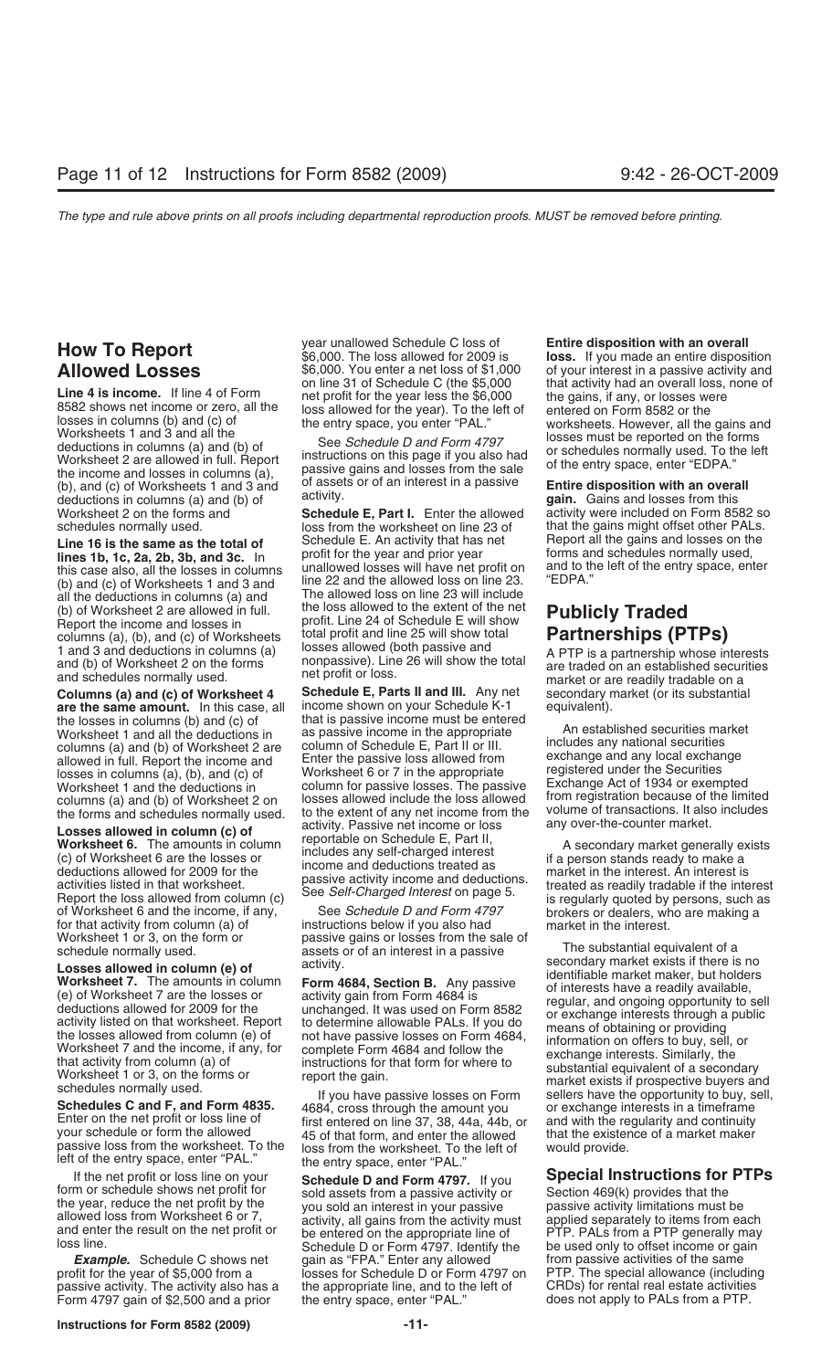## How To Report Allowed Losses

**Line 4 is income.** If line 4 of Form 8582 shows net income or zero, all the losses in columns (b) and (c) of Worksheets 1 and 3 and all the deductions in columns (a) and (b) of Worksheet 2 are allowed in full. Report the income and losses in columns (a), (b), and (c) of Worksheets 1 and 3 and deductions in columns (a) and (b) of Worksheet 2 on the forms and schedules normally used.

**Line 16 is the same as the total of lines 1b, 1c, 2a, 2b, 3b, and 3c.** In this case also, all the losses in columns (b) and (c) of Worksheets 1 and 3 and all the deductions in columns (a) and (b) of Worksheet 2 are allowed in full. Report the income and losses in columns (a), (b), and (c) of Worksheets 1 and 3 and deductions in columns (a) and (b) of Worksheet 2 on the forms and schedules normally used.

**Columns (a) and (c) of Worksheet 4 are the same amount.** In this case, all the losses in columns (b) and (c) of Worksheet 1 and all the deductions in columns (a) and (b) of Worksheet 2 are allowed in full. Report the income and losses in columns (a), (b), and (c) of Worksheet 1 and the deductions in columns (a) and (b) of Worksheet 2 on the forms and schedules normally used.

**Losses allowed in column (c) of Worksheet 6.** The amounts in column (c) of Worksheet 6 are the losses or deductions allowed for 2009 for the activities listed in that worksheet. Report the loss allowed from column (c) of Worksheet 6 and the income, if any, for that activity from column (a) of Worksheet 1 or 3, on the form or schedule normally used.

**Losses allowed in column (e) of Worksheet 7.** The amounts in column (e) of Worksheet 7 are the losses or deductions allowed for 2009 for the activity listed on that worksheet. Report the losses allowed from column (e) of Worksheet 7 and the income, if any, for that activity from column (a) of Worksheet 1 or 3, on the forms or schedules normally used.

**Schedules C and F, and Form 4835.** Enter on the net profit or loss line of your schedule or form the allowed passive loss from the worksheet. To the left of the entry space, enter "PAL."

If the net profit or loss line on your form or schedule shows net profit for the year, reduce the net profit by the allowed loss from Worksheet 6 or 7, and enter the result on the net profit or loss line.

***Example.*** Schedule C shows net profit for the year of $5,000 from a passive activity. The activity also has a Form 4797 gain of $2,500 and a prior year unallowed Schedule C loss of $6,000. The loss allowed for 2009 is $6,000. You enter a net loss of $1,000 on line 31 of Schedule C (the $5,000 net profit for the year less the $6,000 loss allowed for the year). To the left of the entry space, you enter "PAL."

See *Schedule D and Form 4797* instructions on this page if you also had passive gains and losses from the sale of assets or of an interest in a passive activity.

**Schedule E, Part I.** Enter the allowed loss from the worksheet on line 23 of Schedule E. An activity that has net profit for the year and prior year unallowed losses will have net profit on line 22 and the allowed loss on line 23. The allowed loss on line 23 will include the loss allowed to the extent of the net profit. Line 24 of Schedule E will show total profit and line 25 will show total losses allowed (both passive and nonpassive). Line 26 will show the total net profit or loss.

**Schedule E, Parts II and III.** Any net income shown on your Schedule K-1 that is passive income must be entered as passive income in the appropriate column of Schedule E, Part II or III. Enter the passive loss allowed from Worksheet 6 or 7 in the appropriate column for passive losses. The passive losses allowed include the loss allowed to the extent of any net income from the activity. Passive net income or loss reportable on Schedule E, Part II, includes any self-charged interest income and deductions treated as passive activity income and deductions. See *Self-Charged Interest* on page 5.

See *Schedule D and Form 4797* instructions below if you also had passive gains or losses from the sale of assets or of an interest in a passive activity.

**Form 4684, Section B.** Any passive activity gain from Form 4684 is unchanged. It was used on Form 8582 to determine allowable PALs. If you do not have passive losses on Form 4684, complete Form 4684 and follow the instructions for that form for where to report the gain.

If you have passive losses on Form 4684, cross through the amount you first entered on line 37, 38, 44a, 44b, or 45 of that form, and enter the allowed loss from the worksheet. To the left of the entry space, enter "PAL."

**Schedule D and Form 4797.** If you sold assets from a passive activity or you sold an interest in your passive activity, all gains from the activity must be entered on the appropriate line of Schedule D or Form 4797. Identify the gain as "FPA." Enter any allowed losses for Schedule D or Form 4797 on the appropriate line, and to the left of the entry space, enter "PAL."

**Entire disposition with an overall loss.** If you made an entire disposition of your interest in a passive activity and that activity had an overall loss, none of the gains, if any, or losses were entered on Form 8582 or the worksheets. However, all the gains and losses must be reported on the forms or schedules normally used. To the left of the entry space, enter "EDPA."

**Entire disposition with an overall gain.** Gains and losses from this activity were included on Form 8582 so that the gains might offset other PALs. Report all the gains and losses on the forms and schedules normally used, and to the left of the entry space, enter "EDPA."

## Publicly Traded Partnerships (PTPs)

A PTP is a partnership whose interests are traded on an established securities market or are readily tradable on a secondary market (or its substantial equivalent).

An established securities market includes any national securities exchange and any local exchange registered under the Securities Exchange Act of 1934 or exempted from registration because of the limited volume of transactions. It also includes any over-the-counter market.

A secondary market generally exists if a person stands ready to make a market in the interest. An interest is treated as readily tradable if the interest is regularly quoted by persons, such as brokers or dealers, who are making a market in the interest.

The substantial equivalent of a secondary market exists if there is no identifiable market maker, but holders of interests have a readily available, regular, and ongoing opportunity to sell or exchange interests through a public means of obtaining or providing information on offers to buy, sell, or exchange interests. Similarly, the substantial equivalent of a secondary market exists if prospective buyers and sellers have the opportunity to buy, sell, or exchange interests in a timeframe and with the regularity and continuity that the existence of a market maker would provide.

### Special Instructions for PTPs

Section 469(k) provides that the passive activity limitations must be applied separately to items from each PTP. PALs from a PTP generally may be used only to offset income or gain from passive activities of the same PTP. The special allowance (including CRDs) for rental real estate activities does not apply to PALs from a PTP.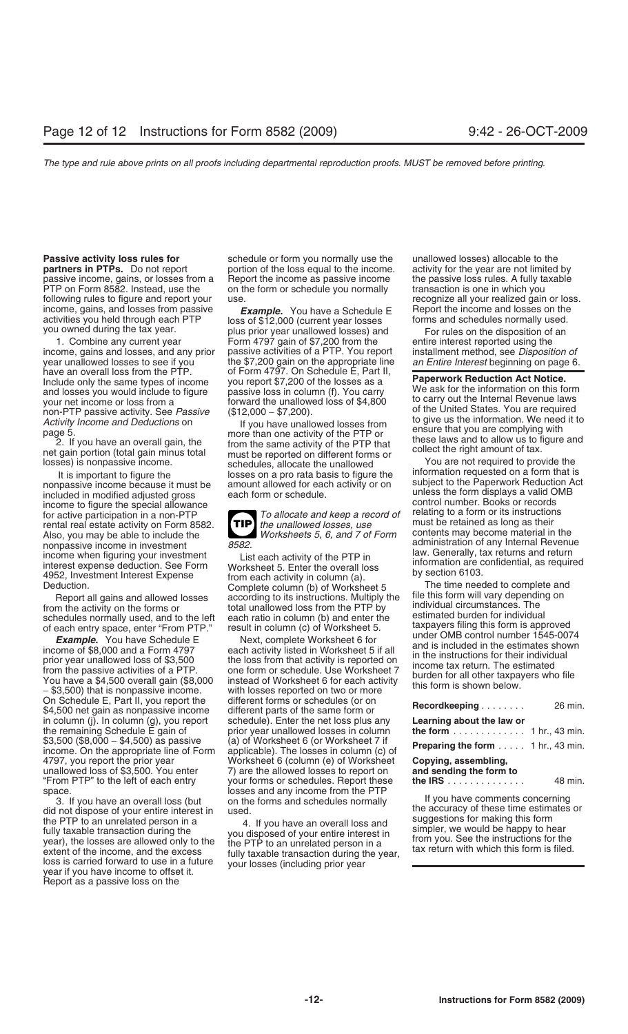**Passive activity loss rules for partners in PTPs.** Do not report passive income, gains, or losses from a PTP on Form 8582. Instead, use the following rules to figure and report your income, gains, and losses from passive activities you held through each PTP you owned during the tax year.

1. Combine any current year income, gains and losses, and any prior year unallowed losses to see if you have an overall loss from the PTP. Include only the same types of income and losses you would include to figure your net income or loss from a non-PTP passive activity. See *Passive Activity Income and Deductions* on page 5.

2. If you have an overall gain, the net gain portion (total gain minus total losses) is nonpassive income.

It is important to figure the nonpassive income because it must be included in modified adjusted gross income to figure the special allowance for active participation in a non-PTP rental real estate activity on Form 8582. Also, you may be able to include the nonpassive income in investment income when figuring your investment interest expense deduction. See Form 4952, Investment Interest Expense Deduction.

Report all gains and allowed losses from the activity on the forms or schedules normally used, and to the left of each entry space, enter "From PTP."

***Example.*** You have Schedule E income of $8,000 and a Form 4797 prior year unallowed loss of $3,500 from the passive activities of a PTP. You have a $4,500 overall gain ($8,000 – $3,500) that is nonpassive income. On Schedule E, Part II, you report the $4,500 net gain as nonpassive income in column (j). In column (g), you report the remaining Schedule E gain of $3,500 ($8,000 – $4,500) as passive income. On the appropriate line of Form 4797, you report the prior year unallowed loss of $3,500. You enter "From PTP" to the left of each entry space.

3. If you have an overall loss (but did not dispose of your entire interest in the PTP to an unrelated person in a fully taxable transaction during the year), the losses are allowed only to the extent of the income, and the excess loss is carried forward to use in a future year if you have income to offset it. Report as a passive loss on the schedule or form you normally use the portion of the loss equal to the income. Report the income as passive income on the form or schedule you normally use.

***Example.*** You have a Schedule E loss of $12,000 (current year losses plus prior year unallowed losses) and Form 4797 gain of $7,200 from the passive activities of a PTP. You report the $7,200 gain on the appropriate line of Form 4797. On Schedule E, Part II, you report $7,200 of the losses as a passive loss in column (f). You carry forward the unallowed loss of $4,800 ($12,000 – $7,200).

If you have unallowed losses from more than one activity of the PTP or from the same activity of the PTP that must be reported on different forms or schedules, allocate the unallowed losses on a pro rata basis to figure the amount allowed for each activity or on each form or schedule.

**TIP** *To allocate and keep a record of the unallowed losses, use Worksheets 5, 6, and 7 of Form 8582.*

List each activity of the PTP in Worksheet 5. Enter the overall loss from each activity in column (a). Complete column (b) of Worksheet 5 according to its instructions. Multiply the total unallowed loss from the PTP by each ratio in column (b) and enter the result in column (c) of Worksheet 5.

Next, complete Worksheet 6 for each activity listed in Worksheet 5 if all the loss from that activity is reported on one form or schedule. Use Worksheet 7 instead of Worksheet 6 for each activity with losses reported on two or more different forms or schedules (or on different parts of the same form or schedule). Enter the net loss plus any prior year unallowed losses in column (a) of Worksheet 6 (or Worksheet 7 if applicable). The losses in column (c) of Worksheet 6 (column (e) of Worksheet 7) are the allowed losses to report on your forms or schedules. Report these losses and any income from the PTP on the forms and schedules normally used.

4. If you have an overall loss and you disposed of your entire interest in the PTP to an unrelated person in a fully taxable transaction during the year, your losses (including prior year unallowed losses) allocable to the activity for the year are not limited by the passive loss rules. A fully taxable transaction is one in which you recognize all your realized gain or loss. Report the income and losses on the forms and schedules normally used.

For rules on the disposition of an entire interest reported using the installment method, see *Disposition of an Entire Interest* beginning on page 6.

**Paperwork Reduction Act Notice.** We ask for the information on this form to carry out the Internal Revenue laws of the United States. You are required to give us the information. We need it to ensure that you are complying with these laws and to allow us to figure and collect the right amount of tax.

You are not required to provide the information requested on a form that is subject to the Paperwork Reduction Act unless the form displays a valid OMB control number. Books or records relating to a form or its instructions must be retained as long as their contents may become material in the administration of any Internal Revenue law. Generally, tax returns and return information are confidential, as required by section 6103.

The time needed to complete and file this form will vary depending on individual circumstances. The estimated burden for individual taxpayers filing this form is approved under OMB control number 1545-0074 and is included in the estimates shown in the instructions for their individual income tax return. The estimated burden for all other taxpayers who file this form is shown below.

| | |
|---|---|
| **Recordkeeping** | 26 min. |
| **Learning about the law or the form** | 1 hr., 43 min. |
| **Preparing the form** | 1 hr., 43 min. |
| **Copying, assembling, and sending the form to the IRS** | 48 min. |

If you have comments concerning the accuracy of these time estimates or suggestions for making this form simpler, we would be happy to hear from you. See the instructions for the tax return with which this form is filed.